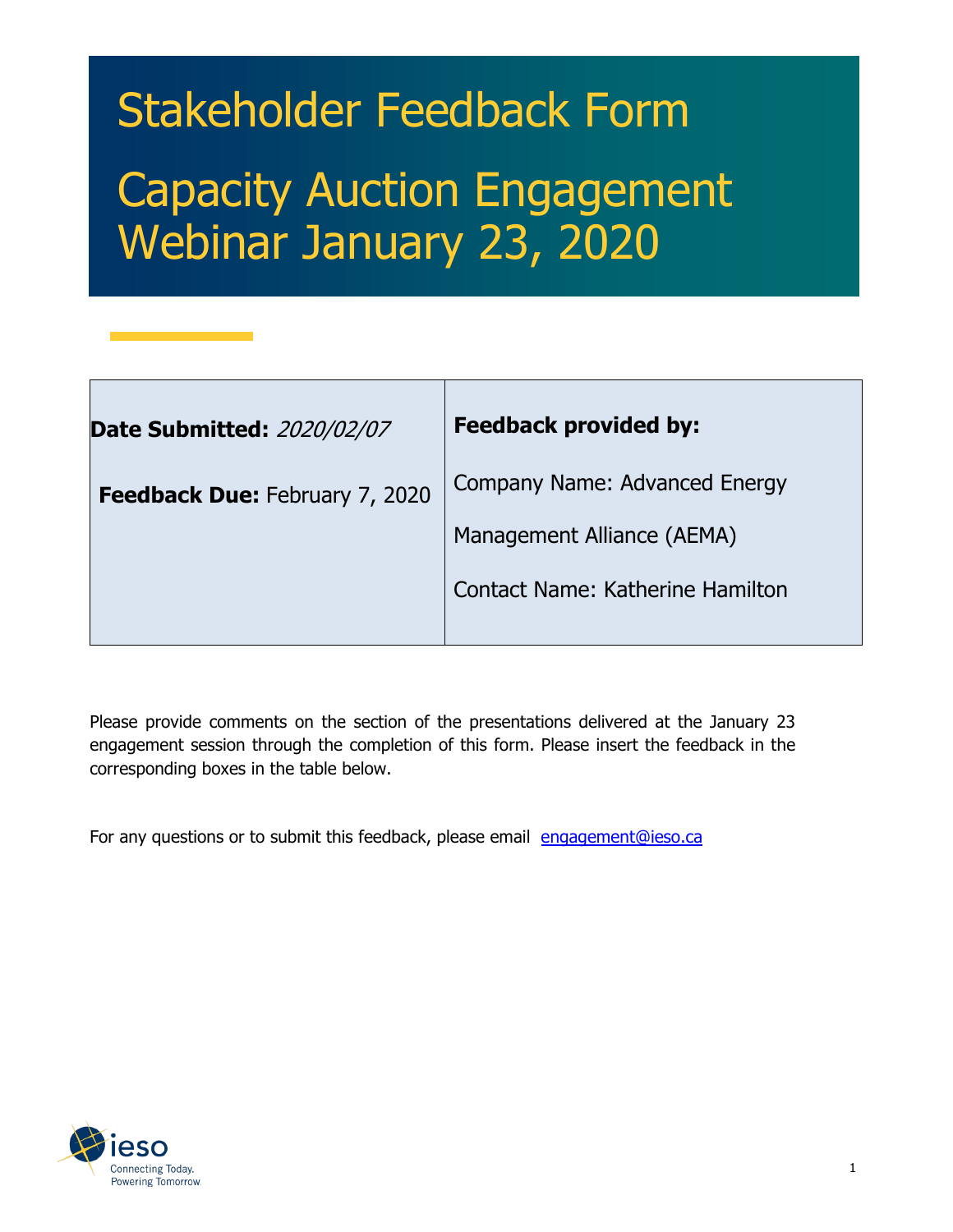# Stakeholder Feedback Form

# Capacity Auction Engagement Webinar January 23, 2020

| **Date Submitted:** *2020/02/07*<br><br>**Feedback Due:** February 7, 2020 | **Feedback provided by:**<br><br>Company Name: Advanced Energy Management Alliance (AEMA)<br><br>Contact Name: Katherine Hamilton |
|---|---|

Please provide comments on the section of the presentations delivered at the January 23 engagement session through the completion of this form. Please insert the feedback in the corresponding boxes in the table below.

For any questions or to submit this feedback, please email engagement@ieso.ca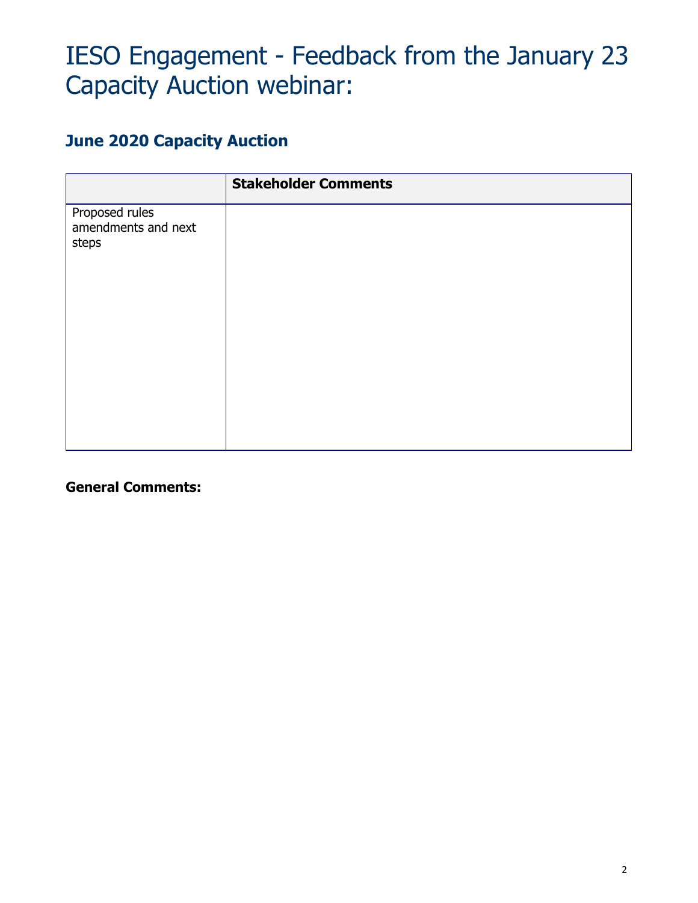# IESO Engagement - Feedback from the January 23 Capacity Auction webinar:

## June 2020 Capacity Auction

| | **Stakeholder Comments** |
|---|---|
| Proposed rules amendments and next steps | |

**General Comments:**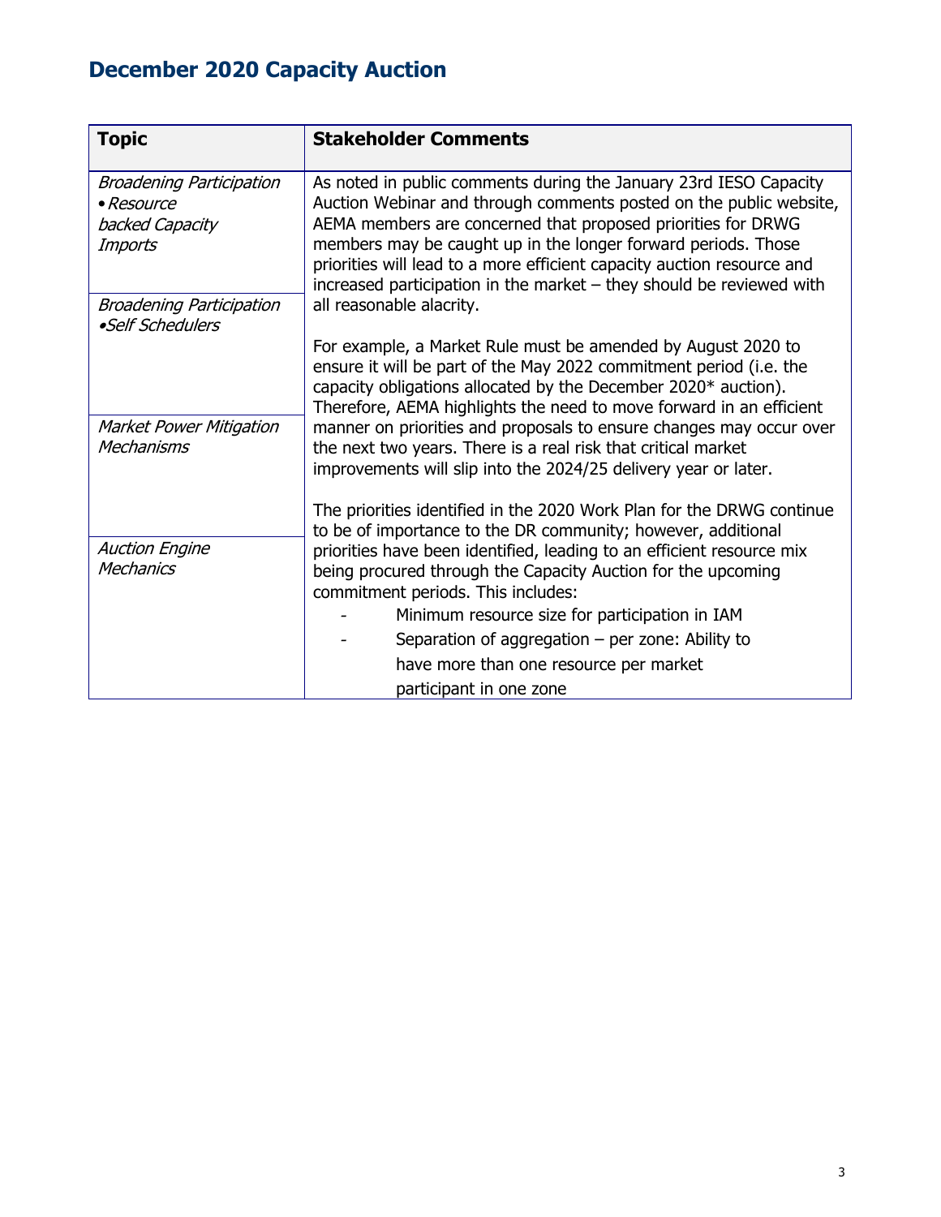## December 2020 Capacity Auction

| Topic | Stakeholder Comments |
|---|---|
| *Broadening Participation* <br> • *Resource backed Capacity Imports* <br><br> *Broadening Participation* <br> • *Self Schedulers* <br><br> *Market Power Mitigation Mechanisms* <br><br> *Auction Engine Mechanics* | As noted in public comments during the January 23rd IESO Capacity Auction Webinar and through comments posted on the public website, AEMA members are concerned that proposed priorities for DRWG members may be caught up in the longer forward periods. Those priorities will lead to a more efficient capacity auction resource and increased participation in the market – they should be reviewed with all reasonable alacrity. <br><br> For example, a Market Rule must be amended by August 2020 to ensure it will be part of the May 2022 commitment period (i.e. the capacity obligations allocated by the December 2020* auction). Therefore, AEMA highlights the need to move forward in an efficient manner on priorities and proposals to ensure changes may occur over the next two years. There is a real risk that critical market improvements will slip into the 2024/25 delivery year or later. <br><br> The priorities identified in the 2020 Work Plan for the DRWG continue to be of importance to the DR community; however, additional priorities have been identified, leading to an efficient resource mix being procured through the Capacity Auction for the upcoming commitment periods. This includes: <br> - Minimum resource size for participation in IAM <br> - Separation of aggregation – per zone: Ability to have more than one resource per market participant in one zone |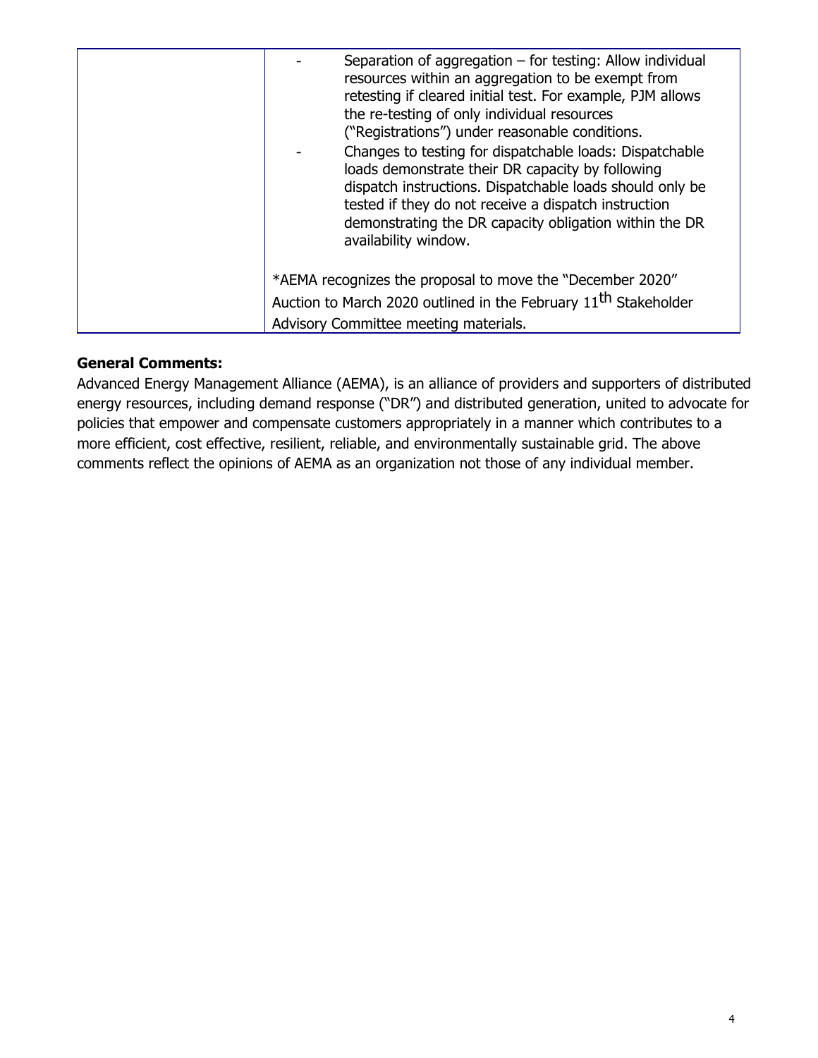| | |
|---|---|
| | - Separation of aggregation – for testing: Allow individual resources within an aggregation to be exempt from retesting if cleared initial test. For example, PJM allows the re-testing of only individual resources ("Registrations") under reasonable conditions.<br>- Changes to testing for dispatchable loads: Dispatchable loads demonstrate their DR capacity by following dispatch instructions. Dispatchable loads should only be tested if they do not receive a dispatch instruction demonstrating the DR capacity obligation within the DR availability window.<br><br>*AEMA recognizes the proposal to move the "December 2020" Auction to March 2020 outlined in the February 11th Stakeholder Advisory Committee meeting materials. |

**General Comments:**

Advanced Energy Management Alliance (AEMA), is an alliance of providers and supporters of distributed energy resources, including demand response ("DR") and distributed generation, united to advocate for policies that empower and compensate customers appropriately in a manner which contributes to a more efficient, cost effective, resilient, reliable, and environmentally sustainable grid. The above comments reflect the opinions of AEMA as an organization not those of any individual member.